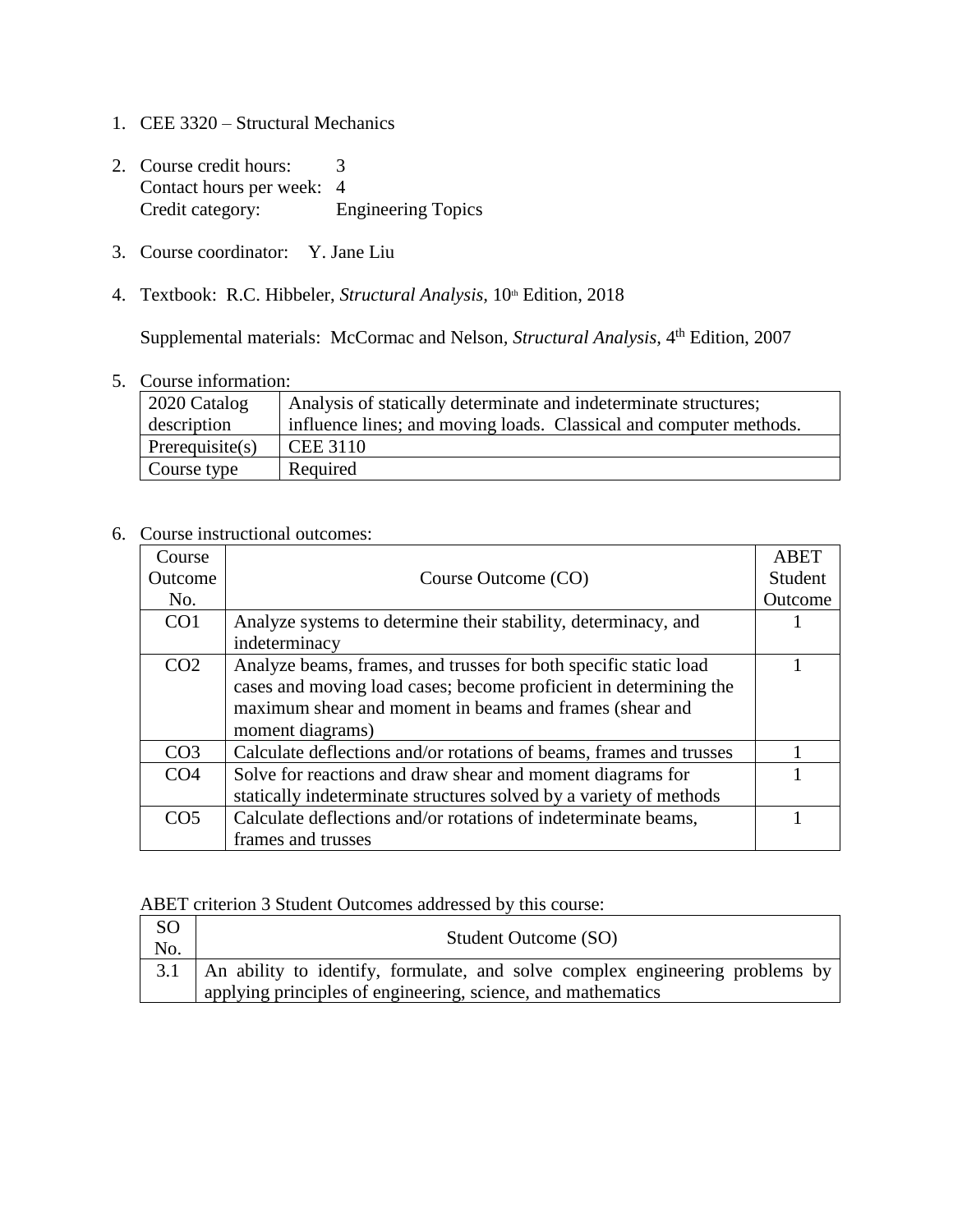1. CEE 3320 – Structural Mechanics

2. Course credit hours: 3
   Contact hours per week: 4
   Credit category: Engineering Topics

3. Course coordinator: Y. Jane Liu

4. Textbook: R.C. Hibbeler, *Structural Analysis*, 10th Edition, 2018

   Supplemental materials: McCormac and Nelson, *Structural Analysis*, 4th Edition, 2007

5. Course information:

| 2020 Catalog description | Analysis of statically determinate and indeterminate structures; influence lines; and moving loads. Classical and computer methods. |
|---|---|
| Prerequisite(s) | CEE 3110 |
| Course type | Required |

6. Course instructional outcomes:

| Course Outcome No. | Course Outcome (CO) | ABET Student Outcome |
|---|---|---|
| CO1 | Analyze systems to determine their stability, determinacy, and indeterminacy | 1 |
| CO2 | Analyze beams, frames, and trusses for both specific static load cases and moving load cases; become proficient in determining the maximum shear and moment in beams and frames (shear and moment diagrams) | 1 |
| CO3 | Calculate deflections and/or rotations of beams, frames and trusses | 1 |
| CO4 | Solve for reactions and draw shear and moment diagrams for statically indeterminate structures solved by a variety of methods | 1 |
| CO5 | Calculate deflections and/or rotations of indeterminate beams, frames and trusses | 1 |

ABET criterion 3 Student Outcomes addressed by this course:

| SO No. | Student Outcome (SO) |
|---|---|
| 3.1 | An ability to identify, formulate, and solve complex engineering problems by applying principles of engineering, science, and mathematics |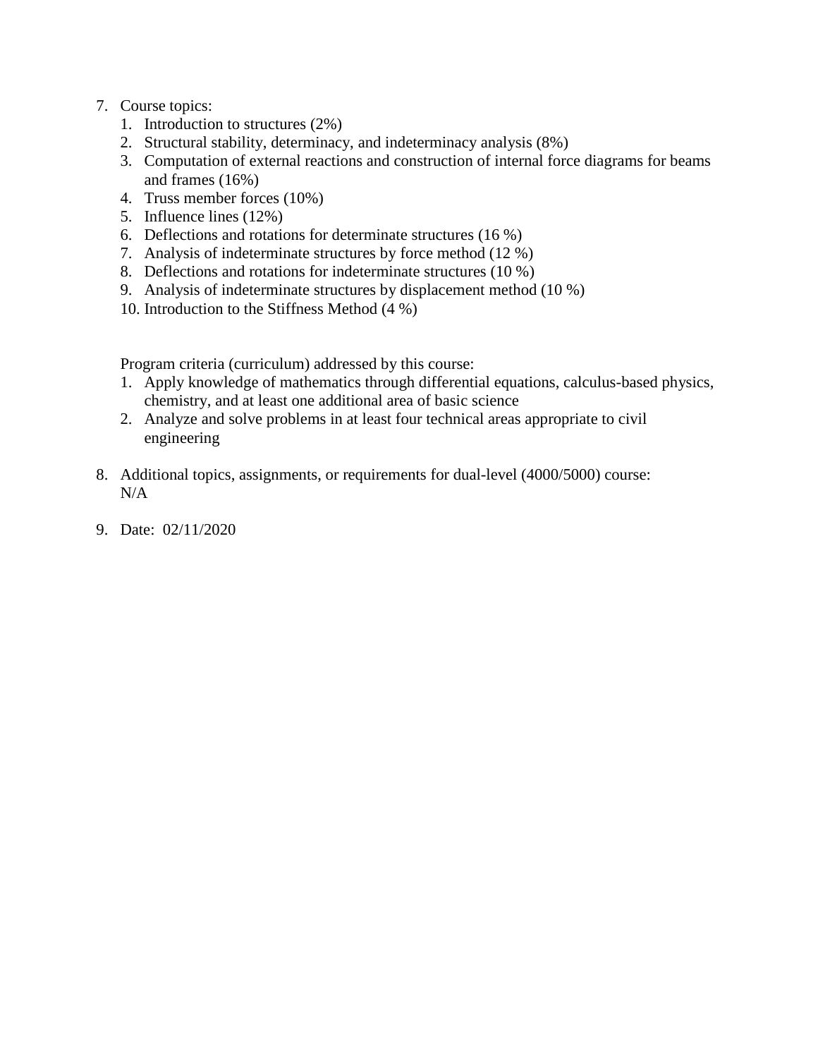7. Course topics:
    1. Introduction to structures (2%)
    2. Structural stability, determinacy, and indeterminacy analysis (8%)
    3. Computation of external reactions and construction of internal force diagrams for beams and frames (16%)
    4. Truss member forces (10%)
    5. Influence lines (12%)
    6. Deflections and rotations for determinate structures (16 %)
    7. Analysis of indeterminate structures by force method (12 %)
    8. Deflections and rotations for indeterminate structures (10 %)
    9. Analysis of indeterminate structures by displacement method (10 %)
    10. Introduction to the Stiffness Method (4 %)

    Program criteria (curriculum) addressed by this course:

    1. Apply knowledge of mathematics through differential equations, calculus-based physics, chemistry, and at least one additional area of basic science
    2. Analyze and solve problems in at least four technical areas appropriate to civil engineering

8. Additional topics, assignments, or requirements for dual-level (4000/5000) course:
   N/A

9. Date: 02/11/2020